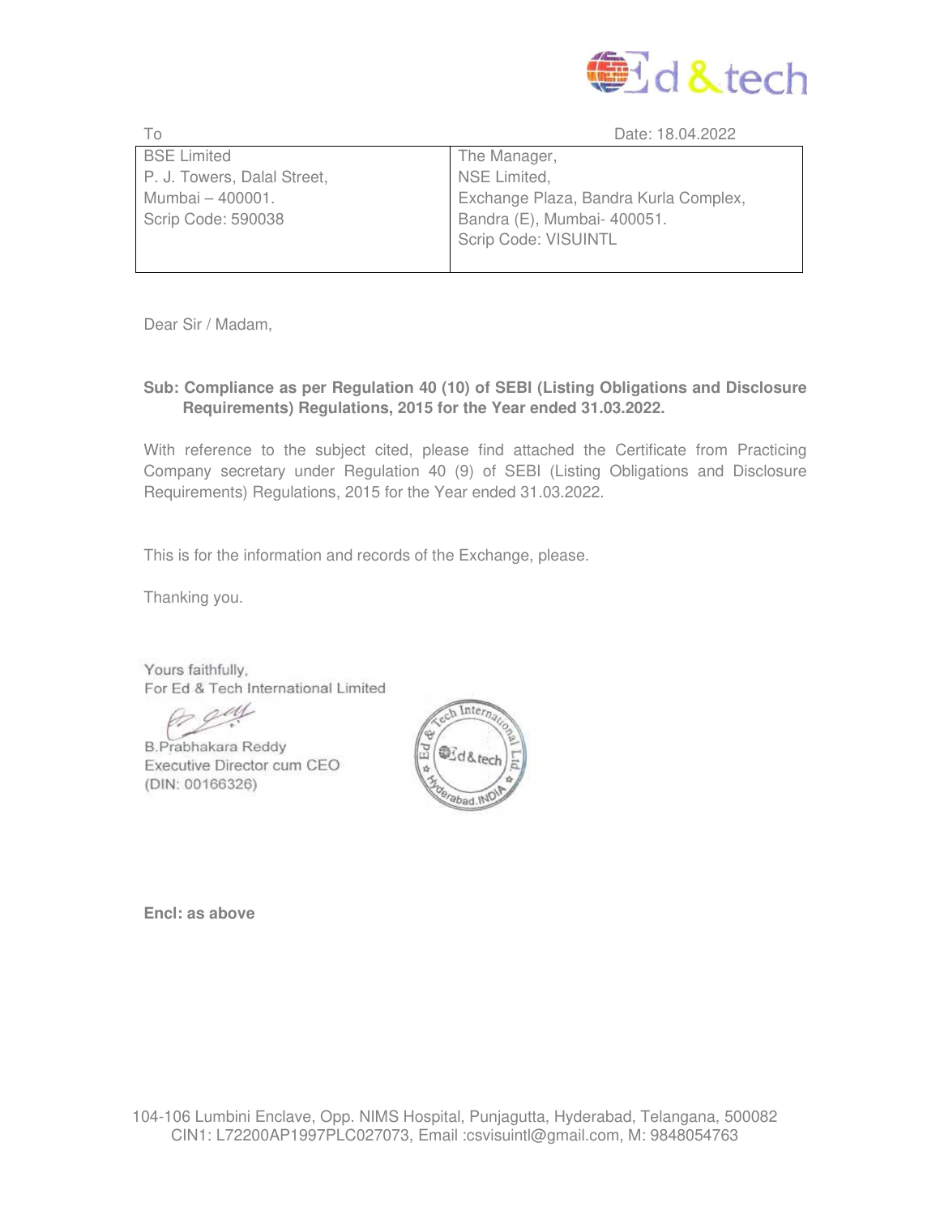Ed&tech

To Date: 18.04.2022

| BSE Limited<br>P. J. Towers, Dalal Street,<br>Mumbai – 400001.<br>Scrip Code: 590038 | The Manager,<br>NSE Limited,<br>Exchange Plaza, Bandra Kurla Complex,<br>Bandra (E), Mumbai- 400051.<br>Scrip Code: VISUINTL |
|---|---|

Dear Sir / Madam,

**Sub: Compliance as per Regulation 40 (10) of SEBI (Listing Obligations and Disclosure Requirements) Regulations, 2015 for the Year ended 31.03.2022.**

With reference to the subject cited, please find attached the Certificate from Practicing Company secretary under Regulation 40 (9) of SEBI (Listing Obligations and Disclosure Requirements) Regulations, 2015 for the Year ended 31.03.2022.

This is for the information and records of the Exchange, please.

Thanking you.

Yours faithfully,
For Ed & Tech International Limited

B.Prabhakara Reddy
Executive Director cum CEO
(DIN: 00166326)

**Encl: as above**

104-106 Lumbini Enclave, Opp. NIMS Hospital, Punjagutta, Hyderabad, Telangana, 500082
CIN1: L72200AP1997PLC027073, Email :csvisuintl@gmail.com, M: 9848054763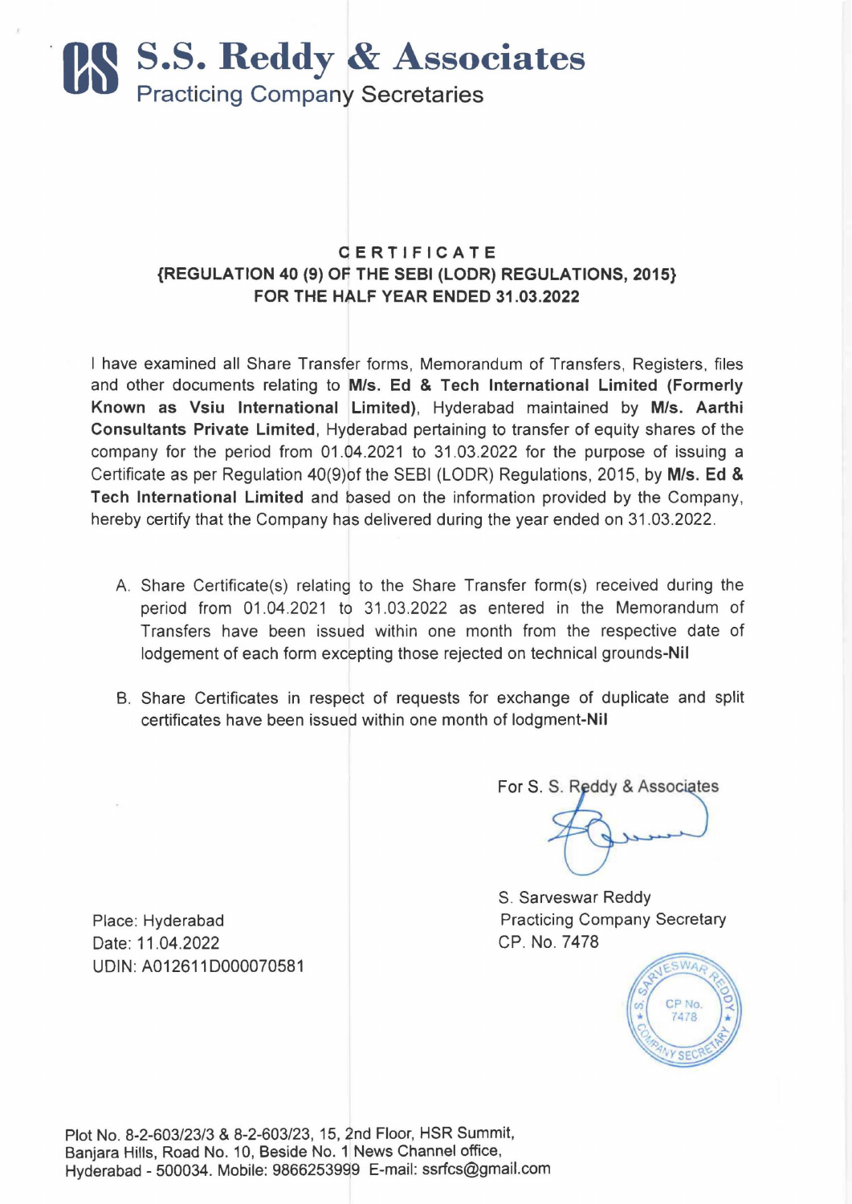# S.S. Reddy & Associates
Practicing Company Secretaries

**CERTIFICATE**
**{REGULATION 40 (9) OF THE SEBI (LODR) REGULATIONS, 2015}**
**FOR THE HALF YEAR ENDED 31.03.2022**

I have examined all Share Transfer forms, Memorandum of Transfers, Registers, files and other documents relating to **M/s. Ed & Tech International Limited (Formerly Known as Vsiu International Limited)**, Hyderabad maintained by **M/s. Aarthi Consultants Private Limited**, Hyderabad pertaining to transfer of equity shares of the company for the period from 01.04.2021 to 31.03.2022 for the purpose of issuing a Certificate as per Regulation 40(9)of the SEBI (LODR) Regulations, 2015, by **M/s. Ed & Tech International Limited** and based on the information provided by the Company, hereby certify that the Company has delivered during the year ended on 31.03.2022.

A. Share Certificate(s) relating to the Share Transfer form(s) received during the period from 01.04.2021 to 31.03.2022 as entered in the Memorandum of Transfers have been issued within one month from the respective date of lodgement of each form excepting those rejected on technical grounds-**Nil**

B. Share Certificates in respect of requests for exchange of duplicate and split certificates have been issued within one month of lodgment-**Nil**

For S. S. Reddy & Associates

S. Sarveswar Reddy
Practicing Company Secretary
CP. No. 7478

Place: Hyderabad
Date: 11.04.2022
UDIN: A012611D000070581

Plot No. 8-2-603/23/3 & 8-2-603/23, 15, 2nd Floor, HSR Summit, Banjara Hills, Road No. 10, Beside No. 1 News Channel office, Hyderabad - 500034. Mobile: 9866253999 E-mail: ssrfcs@gmail.com